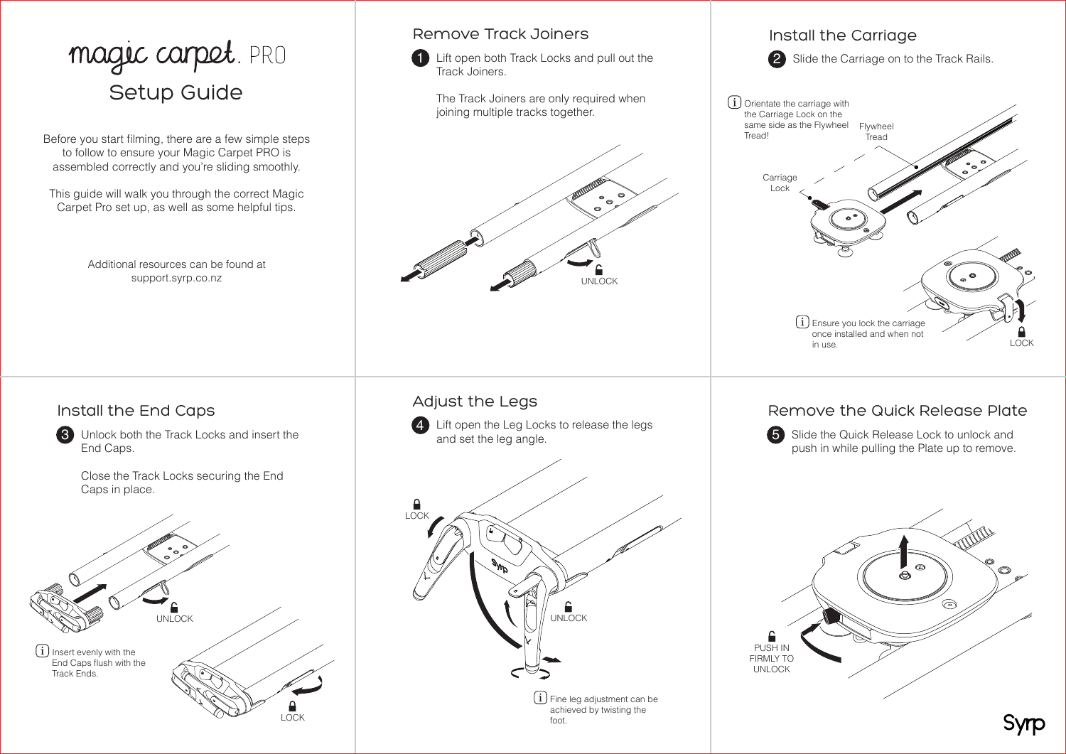# magic carpet. PRO

## Setup Guide

Before you start filming, there are a few simple steps to follow to ensure your Magic Carpet PRO is assembled correctly and you're sliding smoothly.

This guide will walk you through the correct Magic Carpet Pro set up, as well as some helpful tips.

Additional resources can be found at support.syrp.co.nz

## Remove Track Joiners

1. Lift open both Track Locks and pull out the Track Joiners.

   The Track Joiners are only required when joining multiple tracks together.

UNLOCK

## Install the Carriage

2. Slide the Carriage on to the Track Rails.

(i) Orientate the carriage with the Carriage Lock on the same side as the Flywheel Tread!

Flywheel Tread

Carriage Lock

(i) Ensure you lock the carriage once installed and when not in use.

LOCK

## Install the End Caps

3. Unlock both the Track Locks and insert the End Caps.

   Close the Track Locks securing the End Caps in place.

UNLOCK

(i) Insert evenly with the End Caps flush with the Track Ends.

LOCK

## Adjust the Legs

4. Lift open the Leg Locks to release the legs and set the leg angle.

LOCK

UNLOCK

(i) Fine leg adjustment can be achieved by twisting the foot.

## Remove the Quick Release Plate

5. Slide the Quick Release Lock to unlock and push in while pulling the Plate up to remove.

PUSH IN FIRMLY TO UNLOCK

Syrp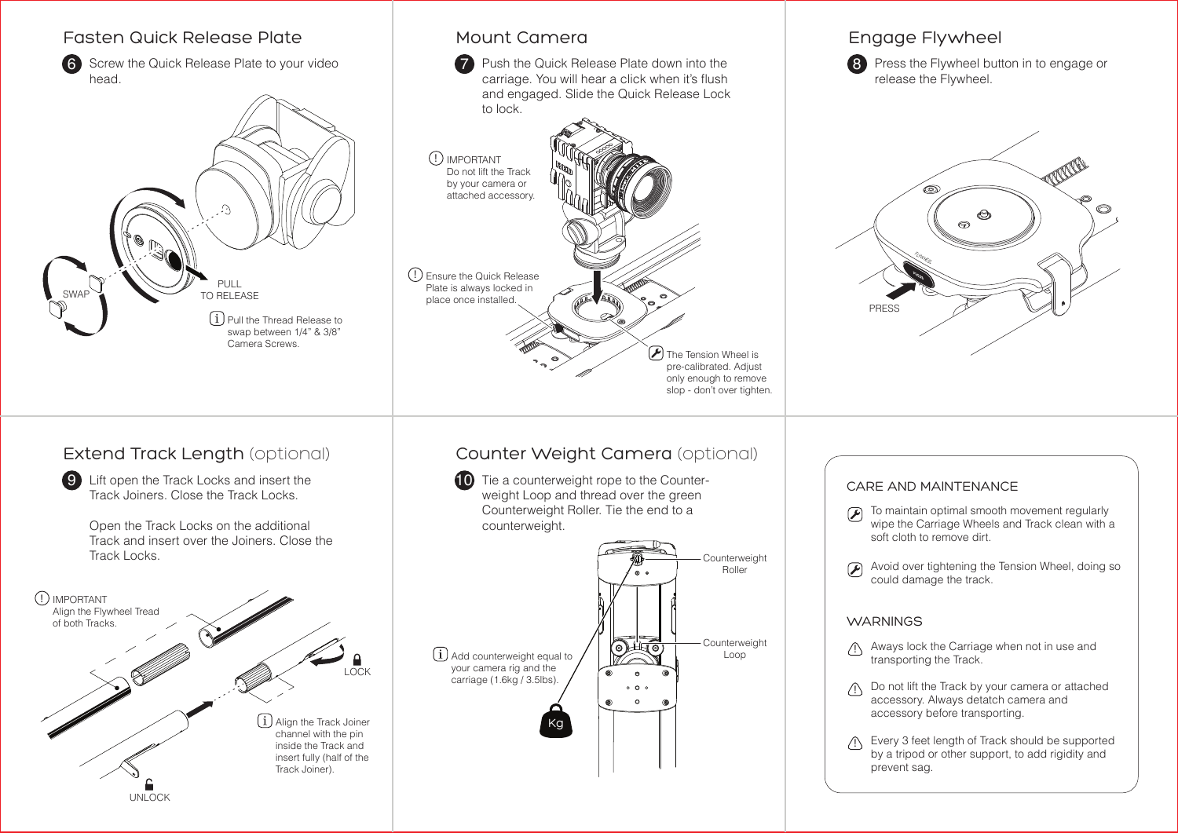## Fasten Quick Release Plate

6 Screw the Quick Release Plate to your video head.

SWAP

PULL TO RELEASE

ⓘ Pull the Thread Release to swap between 1/4" & 3/8" Camera Screws.

## Mount Camera

7 Push the Quick Release Plate down into the carriage. You will hear a click when it's flush and engaged. Slide the Quick Release Lock to lock.

! IMPORTANT
Do not lift the Track by your camera or attached accessory.

! Ensure the Quick Release Plate is always locked in place once installed.

The Tension Wheel is pre-calibrated. Adjust only enough to remove slop - don't over tighten.

## Engage Flywheel

8 Press the Flywheel button in to engage or release the Flywheel.

PRESS

## Extend Track Length (optional)

9 Lift open the Track Locks and insert the Track Joiners. Close the Track Locks.

Open the Track Locks on the additional Track and insert over the Joiners. Close the Track Locks.

! IMPORTANT
Align the Flywheel Tread of both Tracks.

LOCK

UNLOCK

ⓘ Align the Track Joiner channel with the pin inside the Track and insert fully (half of the Track Joiner).

## Counter Weight Camera (optional)

10 Tie a counterweight rope to the Counter-weight Loop and thread over the green Counterweight Roller. Tie the end to a counterweight.

Counterweight Roller

Counterweight Loop

ⓘ Add counterweight equal to your camera rig and the carriage (1.6kg / 3.5lbs).

Kg

### CARE AND MAINTENANCE

- To maintain optimal smooth movement regularly wipe the Carriage Wheels and Track clean with a soft cloth to remove dirt.
- Avoid over tightening the Tension Wheel, doing so could damage the track.

### WARNINGS

- Aways lock the Carriage when not in use and transporting the Track.
- Do not lift the Track by your camera or attached accessory. Always detatch camera and accessory before transporting.
- Every 3 feet length of Track should be supported by a tripod or other support, to add rigidity and prevent sag.